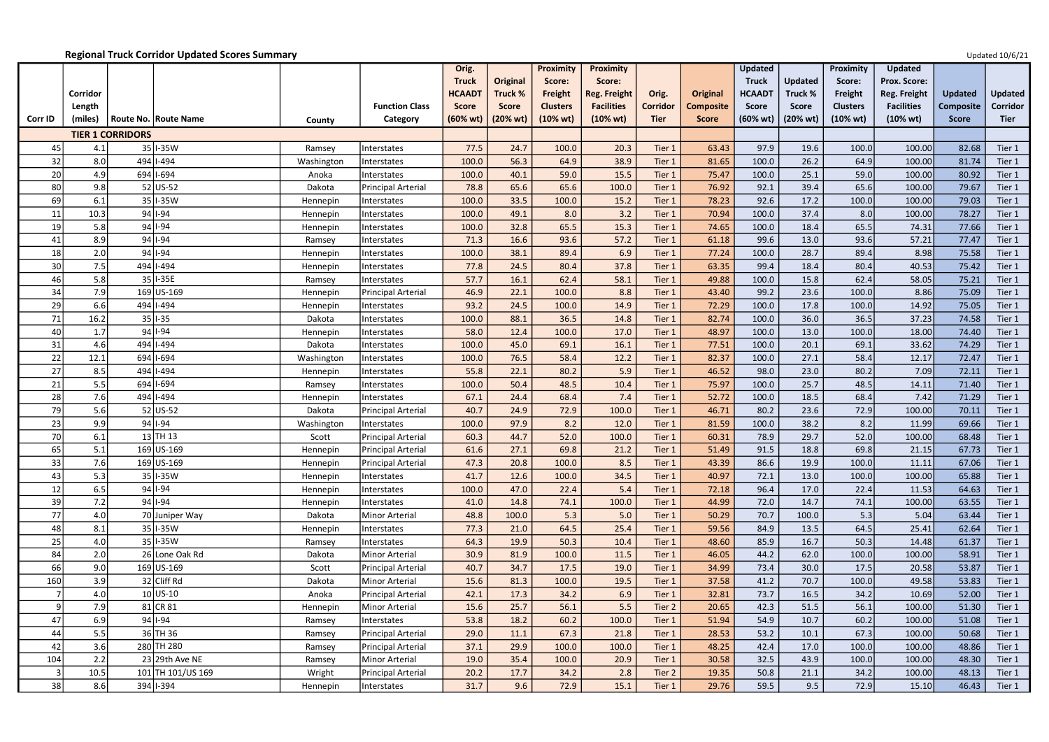**Regional Truck Corridor Updated Scores Summary**

Updated 10/6/21

| Corr ID | Corridor Length (miles) | Route No. | Route Name | County | Function Class Category | Orig. Truck HCAADT Score (60% wt) | Original Truck % Score (20% wt) | Proximity Score: Freight Clusters (10% wt) | Proximity Score: Reg. Freight Facilities (10% wt) | Orig. Corridor Tier | Original Composite Score | Updated Truck HCAADT Score (60% wt) | Updated Truck % Score (20% wt) | Proximity Score: Freight Clusters (10% wt) | Updated Prox. Score: Reg. Freight Facilities (10% wt) | Updated Composite Score | Updated Corridor Tier |
|---|---|---|---|---|---|---|---|---|---|---|---|---|---|---|---|---|---|
| **TIER 1 CORRIDORS** | | | | | | | | | | | | | | | | | |
| 45 | 4.1 | 35 | I-35W | Ramsey | Interstates | 77.5 | 24.7 | 100.0 | 20.3 | Tier 1 | 63.43 | 97.9 | 19.6 | 100.0 | 100.00 | 82.68 | Tier 1 |
| 32 | 8.0 | 494 | I-494 | Washington | Interstates | 100.0 | 56.3 | 64.9 | 38.9 | Tier 1 | 81.65 | 100.0 | 26.2 | 64.9 | 100.00 | 81.74 | Tier 1 |
| 20 | 4.9 | 694 | I-694 | Anoka | Interstates | 100.0 | 40.1 | 59.0 | 15.5 | Tier 1 | 75.47 | 100.0 | 25.1 | 59.0 | 100.00 | 80.92 | Tier 1 |
| 80 | 9.8 | 52 | US-52 | Dakota | Principal Arterial | 78.8 | 65.6 | 65.6 | 100.0 | Tier 1 | 76.92 | 92.1 | 39.4 | 65.6 | 100.00 | 79.67 | Tier 1 |
| 69 | 6.1 | 35 | I-35W | Hennepin | Interstates | 100.0 | 33.5 | 100.0 | 15.2 | Tier 1 | 78.23 | 92.6 | 17.2 | 100.0 | 100.00 | 79.03 | Tier 1 |
| 11 | 10.3 | 94 | I-94 | Hennepin | Interstates | 100.0 | 49.1 | 8.0 | 3.2 | Tier 1 | 70.94 | 100.0 | 37.4 | 8.0 | 100.00 | 78.27 | Tier 1 |
| 19 | 5.8 | 94 | I-94 | Hennepin | Interstates | 100.0 | 32.8 | 65.5 | 15.3 | Tier 1 | 74.65 | 100.0 | 18.4 | 65.5 | 74.31 | 77.66 | Tier 1 |
| 41 | 8.9 | 94 | I-94 | Ramsey | Interstates | 71.3 | 16.6 | 93.6 | 57.2 | Tier 1 | 61.18 | 99.6 | 13.0 | 93.6 | 57.21 | 77.47 | Tier 1 |
| 18 | 2.0 | 94 | I-94 | Hennepin | Interstates | 100.0 | 38.1 | 89.4 | 6.9 | Tier 1 | 77.24 | 100.0 | 28.7 | 89.4 | 8.98 | 75.58 | Tier 1 |
| 30 | 7.5 | 494 | I-494 | Hennepin | Interstates | 77.8 | 24.5 | 80.4 | 37.8 | Tier 1 | 63.35 | 99.4 | 18.4 | 80.4 | 40.53 | 75.42 | Tier 1 |
| 46 | 5.8 | 35 | I-35E | Ramsey | Interstates | 57.7 | 16.1 | 62.4 | 58.1 | Tier 1 | 49.88 | 100.0 | 15.8 | 62.4 | 58.05 | 75.21 | Tier 1 |
| 34 | 7.9 | 169 | US-169 | Hennepin | Principal Arterial | 46.9 | 22.1 | 100.0 | 8.8 | Tier 1 | 43.40 | 99.2 | 23.6 | 100.0 | 8.86 | 75.09 | Tier 1 |
| 29 | 6.6 | 494 | I-494 | Hennepin | Interstates | 93.2 | 24.5 | 100.0 | 14.9 | Tier 1 | 72.29 | 100.0 | 17.8 | 100.0 | 14.92 | 75.05 | Tier 1 |
| 71 | 16.2 | 35 | I-35 | Dakota | Interstates | 100.0 | 88.1 | 36.5 | 14.8 | Tier 1 | 82.74 | 100.0 | 36.0 | 36.5 | 37.23 | 74.58 | Tier 1 |
| 40 | 1.7 | 94 | I-94 | Hennepin | Interstates | 58.0 | 12.4 | 100.0 | 17.0 | Tier 1 | 48.97 | 100.0 | 13.0 | 100.0 | 18.00 | 74.40 | Tier 1 |
| 31 | 4.6 | 494 | I-494 | Dakota | Interstates | 100.0 | 45.0 | 69.1 | 16.1 | Tier 1 | 77.51 | 100.0 | 20.1 | 69.1 | 33.62 | 74.29 | Tier 1 |
| 22 | 12.1 | 694 | I-694 | Washington | Interstates | 100.0 | 76.5 | 58.4 | 12.2 | Tier 1 | 82.37 | 100.0 | 27.1 | 58.4 | 12.17 | 72.47 | Tier 1 |
| 27 | 8.5 | 494 | I-494 | Hennepin | Interstates | 55.8 | 22.1 | 80.2 | 5.9 | Tier 1 | 46.52 | 98.0 | 23.0 | 80.2 | 7.09 | 72.11 | Tier 1 |
| 21 | 5.5 | 694 | I-694 | Ramsey | Interstates | 100.0 | 50.4 | 48.5 | 10.4 | Tier 1 | 75.97 | 100.0 | 25.7 | 48.5 | 14.11 | 71.40 | Tier 1 |
| 28 | 7.6 | 494 | I-494 | Hennepin | Interstates | 67.1 | 24.4 | 68.4 | 7.4 | Tier 1 | 52.72 | 100.0 | 18.5 | 68.4 | 7.42 | 71.29 | Tier 1 |
| 79 | 5.6 | 52 | US-52 | Dakota | Principal Arterial | 40.7 | 24.9 | 72.9 | 100.0 | Tier 1 | 46.71 | 80.2 | 23.6 | 72.9 | 100.00 | 70.11 | Tier 1 |
| 23 | 9.9 | 94 | I-94 | Washington | Interstates | 100.0 | 97.9 | 8.2 | 12.0 | Tier 1 | 81.59 | 100.0 | 38.2 | 8.2 | 11.99 | 69.66 | Tier 1 |
| 70 | 6.1 | 13 | TH 13 | Scott | Principal Arterial | 60.3 | 44.7 | 52.0 | 100.0 | Tier 1 | 60.31 | 78.9 | 29.7 | 52.0 | 100.00 | 68.48 | Tier 1 |
| 65 | 5.1 | 169 | US-169 | Hennepin | Principal Arterial | 61.6 | 27.1 | 69.8 | 21.2 | Tier 1 | 51.49 | 91.5 | 18.8 | 69.8 | 21.15 | 67.73 | Tier 1 |
| 33 | 7.6 | 169 | US-169 | Hennepin | Principal Arterial | 47.3 | 20.8 | 100.0 | 8.5 | Tier 1 | 43.39 | 86.6 | 19.9 | 100.0 | 11.11 | 67.06 | Tier 1 |
| 43 | 5.3 | 35 | I-35W | Hennepin | Interstates | 41.7 | 12.6 | 100.0 | 34.5 | Tier 1 | 40.97 | 72.1 | 13.0 | 100.0 | 100.00 | 65.88 | Tier 1 |
| 12 | 6.5 | 94 | I-94 | Hennepin | Interstates | 100.0 | 47.0 | 22.4 | 5.4 | Tier 1 | 72.18 | 96.4 | 17.0 | 22.4 | 11.53 | 64.63 | Tier 1 |
| 39 | 7.2 | 94 | I-94 | Hennepin | Interstates | 41.0 | 14.8 | 74.1 | 100.0 | Tier 1 | 44.99 | 72.0 | 14.7 | 74.1 | 100.00 | 63.55 | Tier 1 |
| 77 | 4.0 | 70 | Juniper Way | Dakota | Minor Arterial | 48.8 | 100.0 | 5.3 | 5.0 | Tier 1 | 50.29 | 70.7 | 100.0 | 5.3 | 5.04 | 63.44 | Tier 1 |
| 48 | 8.1 | 35 | I-35W | Hennepin | Interstates | 77.3 | 21.0 | 64.5 | 25.4 | Tier 1 | 59.56 | 84.9 | 13.5 | 64.5 | 25.41 | 62.64 | Tier 1 |
| 25 | 4.0 | 35 | I-35W | Ramsey | Interstates | 64.3 | 19.9 | 50.3 | 10.4 | Tier 1 | 48.60 | 85.9 | 16.7 | 50.3 | 14.48 | 61.37 | Tier 1 |
| 84 | 2.0 | 26 | Lone Oak Rd | Dakota | Minor Arterial | 30.9 | 81.9 | 100.0 | 11.5 | Tier 1 | 46.05 | 44.2 | 62.0 | 100.0 | 100.00 | 58.91 | Tier 1 |
| 66 | 9.0 | 169 | US-169 | Scott | Principal Arterial | 40.7 | 34.7 | 17.5 | 19.0 | Tier 1 | 34.99 | 73.4 | 30.0 | 17.5 | 20.58 | 53.87 | Tier 1 |
| 160 | 3.9 | 32 | Cliff Rd | Dakota | Minor Arterial | 15.6 | 81.3 | 100.0 | 19.5 | Tier 1 | 37.58 | 41.2 | 70.7 | 100.0 | 49.58 | 53.83 | Tier 1 |
| 7 | 4.0 | 10 | US-10 | Anoka | Principal Arterial | 42.1 | 17.3 | 34.2 | 6.9 | Tier 1 | 32.81 | 73.7 | 16.5 | 34.2 | 10.69 | 52.00 | Tier 1 |
| 9 | 7.9 | 81 | CR 81 | Hennepin | Minor Arterial | 15.6 | 25.7 | 56.1 | 5.5 | Tier 2 | 20.65 | 42.3 | 51.5 | 56.1 | 100.00 | 51.30 | Tier 1 |
| 47 | 6.9 | 94 | I-94 | Ramsey | Interstates | 53.8 | 18.2 | 60.2 | 100.0 | Tier 1 | 51.94 | 54.9 | 10.7 | 60.2 | 100.00 | 51.08 | Tier 1 |
| 44 | 5.5 | 36 | TH 36 | Ramsey | Principal Arterial | 29.0 | 11.1 | 67.3 | 21.8 | Tier 1 | 28.53 | 53.2 | 10.1 | 67.3 | 100.00 | 50.68 | Tier 1 |
| 42 | 3.6 | 280 | TH 280 | Ramsey | Principal Arterial | 37.1 | 29.9 | 100.0 | 100.0 | Tier 1 | 48.25 | 42.4 | 17.0 | 100.0 | 100.00 | 48.86 | Tier 1 |
| 104 | 2.2 | 23 | 29th Ave NE | Ramsey | Minor Arterial | 19.0 | 35.4 | 100.0 | 20.9 | Tier 1 | 30.58 | 32.5 | 43.9 | 100.0 | 100.00 | 48.30 | Tier 1 |
| 3 | 10.5 | 101 | TH 101/US 169 | Wright | Principal Arterial | 20.2 | 17.7 | 34.2 | 2.8 | Tier 2 | 19.35 | 50.8 | 21.1 | 34.2 | 100.00 | 48.13 | Tier 1 |
| 38 | 8.6 | 394 | I-394 | Hennepin | Interstates | 31.7 | 9.6 | 72.9 | 15.1 | Tier 1 | 29.76 | 59.5 | 9.5 | 72.9 | 15.10 | 46.43 | Tier 1 |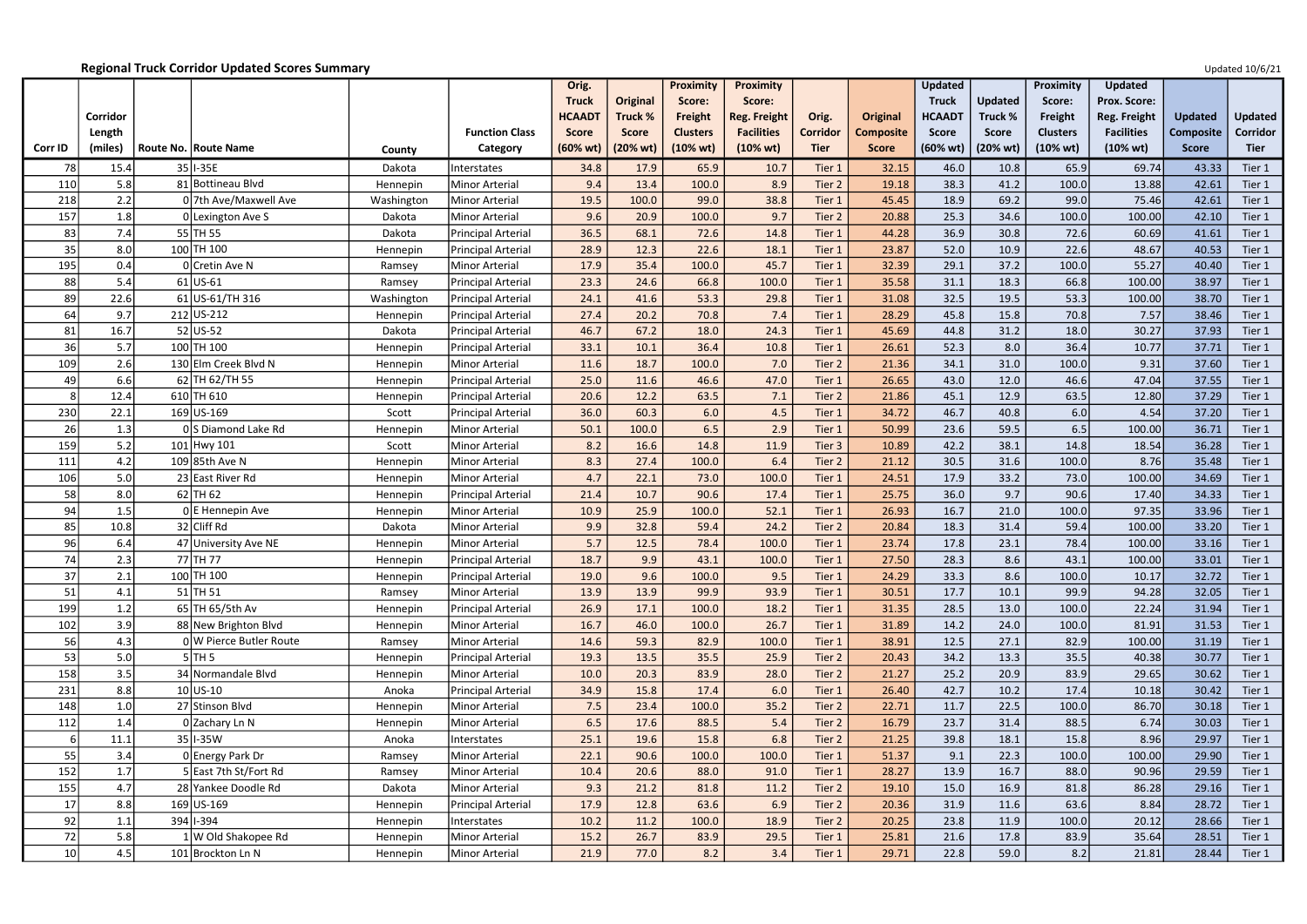**Regional Truck Corridor Updated Scores Summary**

Updated 10/6/21

| Corr ID | Corridor Length (miles) | Route No. | Route Name | County | Function Class Category | Orig. Truck HCAADT Score (60% wt) | Original Truck % Score (20% wt) | Proximity Score: Freight Clusters (10% wt) | Proximity Score: Reg. Freight Facilities (10% wt) | Orig. Corridor Tier | Original Composite Score | Updated Truck HCAADT Score (60% wt) | Updated Truck % Score (20% wt) | Proximity Score: Freight Clusters (10% wt) | Updated Prox. Score: Reg. Freight Facilities (10% wt) | Updated Composite Score | Updated Corridor Tier |
|---|---|---|---|---|---|---|---|---|---|---|---|---|---|---|---|---|---|
| 78 | 15.4 | 35 | I-35E | Dakota | Interstates | 34.8 | 17.9 | 65.9 | 10.7 | Tier 1 | 32.15 | 46.0 | 10.8 | 65.9 | 69.74 | 43.33 | Tier 1 |
| 110 | 5.8 | 81 | Bottineau Blvd | Hennepin | Minor Arterial | 9.4 | 13.4 | 100.0 | 8.9 | Tier 2 | 19.18 | 38.3 | 41.2 | 100.0 | 13.88 | 42.61 | Tier 1 |
| 218 | 2.2 | 0 | 7th Ave/Maxwell Ave | Washington | Minor Arterial | 19.5 | 100.0 | 99.0 | 38.8 | Tier 1 | 45.45 | 18.9 | 69.2 | 99.0 | 75.46 | 42.61 | Tier 1 |
| 157 | 1.8 | 0 | Lexington Ave S | Dakota | Minor Arterial | 9.6 | 20.9 | 100.0 | 9.7 | Tier 2 | 20.88 | 25.3 | 34.6 | 100.0 | 100.00 | 42.10 | Tier 1 |
| 83 | 7.4 | 55 | TH 55 | Dakota | Principal Arterial | 36.5 | 68.1 | 72.6 | 14.8 | Tier 1 | 44.28 | 36.9 | 30.8 | 72.6 | 60.69 | 41.61 | Tier 1 |
| 35 | 8.0 | 100 | TH 100 | Hennepin | Principal Arterial | 28.9 | 12.3 | 22.6 | 18.1 | Tier 1 | 23.87 | 52.0 | 10.9 | 22.6 | 48.67 | 40.53 | Tier 1 |
| 195 | 0.4 | 0 | Cretin Ave N | Ramsey | Minor Arterial | 17.9 | 35.4 | 100.0 | 45.7 | Tier 1 | 32.39 | 29.1 | 37.2 | 100.0 | 55.27 | 40.40 | Tier 1 |
| 88 | 5.4 | 61 | US-61 | Ramsey | Principal Arterial | 23.3 | 24.6 | 66.8 | 100.0 | Tier 1 | 35.58 | 31.1 | 18.3 | 66.8 | 100.00 | 38.97 | Tier 1 |
| 89 | 22.6 | 61 | US-61/TH 316 | Washington | Principal Arterial | 24.1 | 41.6 | 53.3 | 29.8 | Tier 1 | 31.08 | 32.5 | 19.5 | 53.3 | 100.00 | 38.70 | Tier 1 |
| 64 | 9.7 | 212 | US-212 | Hennepin | Principal Arterial | 27.4 | 20.2 | 70.8 | 7.4 | Tier 1 | 28.29 | 45.8 | 15.8 | 70.8 | 7.57 | 38.46 | Tier 1 |
| 81 | 16.7 | 52 | US-52 | Dakota | Principal Arterial | 46.7 | 67.2 | 18.0 | 24.3 | Tier 1 | 45.69 | 44.8 | 31.2 | 18.0 | 30.27 | 37.93 | Tier 1 |
| 36 | 5.7 | 100 | TH 100 | Hennepin | Principal Arterial | 33.1 | 10.1 | 36.4 | 10.8 | Tier 1 | 26.61 | 52.3 | 8.0 | 36.4 | 10.77 | 37.71 | Tier 1 |
| 109 | 2.6 | 130 | Elm Creek Blvd N | Hennepin | Minor Arterial | 11.6 | 18.7 | 100.0 | 7.0 | Tier 2 | 21.36 | 34.1 | 31.0 | 100.0 | 9.31 | 37.60 | Tier 1 |
| 49 | 6.6 | 62 | TH 62/TH 55 | Hennepin | Principal Arterial | 25.0 | 11.6 | 46.6 | 47.0 | Tier 1 | 26.65 | 43.0 | 12.0 | 46.6 | 47.04 | 37.55 | Tier 1 |
| 8 | 12.4 | 610 | TH 610 | Hennepin | Principal Arterial | 20.6 | 12.2 | 63.5 | 7.1 | Tier 2 | 21.86 | 45.1 | 12.9 | 63.5 | 12.80 | 37.29 | Tier 1 |
| 230 | 22.1 | 169 | US-169 | Scott | Principal Arterial | 36.0 | 60.3 | 6.0 | 4.5 | Tier 1 | 34.72 | 46.7 | 40.8 | 6.0 | 4.54 | 37.20 | Tier 1 |
| 26 | 1.3 | 0 | S Diamond Lake Rd | Hennepin | Minor Arterial | 50.1 | 100.0 | 6.5 | 2.9 | Tier 1 | 50.99 | 23.6 | 59.5 | 6.5 | 100.00 | 36.71 | Tier 1 |
| 159 | 5.2 | 101 | Hwy 101 | Scott | Minor Arterial | 8.2 | 16.6 | 14.8 | 11.9 | Tier 3 | 10.89 | 42.2 | 38.1 | 14.8 | 18.54 | 36.28 | Tier 1 |
| 111 | 4.2 | 109 | 85th Ave N | Hennepin | Minor Arterial | 8.3 | 27.4 | 100.0 | 6.4 | Tier 2 | 21.12 | 30.5 | 31.6 | 100.0 | 8.76 | 35.48 | Tier 1 |
| 106 | 5.0 | 23 | East River Rd | Hennepin | Minor Arterial | 4.7 | 22.1 | 73.0 | 100.0 | Tier 1 | 24.51 | 17.9 | 33.2 | 73.0 | 100.00 | 34.69 | Tier 1 |
| 58 | 8.0 | 62 | TH 62 | Hennepin | Principal Arterial | 21.4 | 10.7 | 90.6 | 17.4 | Tier 1 | 25.75 | 36.0 | 9.7 | 90.6 | 17.40 | 34.33 | Tier 1 |
| 94 | 1.5 | 0 | E Hennepin Ave | Hennepin | Minor Arterial | 10.9 | 25.9 | 100.0 | 52.1 | Tier 1 | 26.93 | 16.7 | 21.0 | 100.0 | 97.35 | 33.96 | Tier 1 |
| 85 | 10.8 | 32 | Cliff Rd | Dakota | Minor Arterial | 9.9 | 32.8 | 59.4 | 24.2 | Tier 2 | 20.84 | 18.3 | 31.4 | 59.4 | 100.00 | 33.20 | Tier 1 |
| 96 | 6.4 | 47 | University Ave NE | Hennepin | Minor Arterial | 5.7 | 12.5 | 78.4 | 100.0 | Tier 1 | 23.74 | 17.8 | 23.1 | 78.4 | 100.00 | 33.16 | Tier 1 |
| 74 | 2.3 | 77 | TH 77 | Hennepin | Principal Arterial | 18.7 | 9.9 | 43.1 | 100.0 | Tier 1 | 27.50 | 28.3 | 8.6 | 43.1 | 100.00 | 33.01 | Tier 1 |
| 37 | 2.1 | 100 | TH 100 | Hennepin | Principal Arterial | 19.0 | 9.6 | 100.0 | 9.5 | Tier 1 | 24.29 | 33.3 | 8.6 | 100.0 | 10.17 | 32.72 | Tier 1 |
| 51 | 4.1 | 51 | TH 51 | Ramsey | Minor Arterial | 13.9 | 13.9 | 99.9 | 93.9 | Tier 1 | 30.51 | 17.7 | 10.1 | 99.9 | 94.28 | 32.05 | Tier 1 |
| 199 | 1.2 | 65 | TH 65/5th Av | Hennepin | Principal Arterial | 26.9 | 17.1 | 100.0 | 18.2 | Tier 1 | 31.35 | 28.5 | 13.0 | 100.0 | 22.24 | 31.94 | Tier 1 |
| 102 | 3.9 | 88 | New Brighton Blvd | Hennepin | Minor Arterial | 16.7 | 46.0 | 100.0 | 26.7 | Tier 1 | 31.89 | 14.2 | 24.0 | 100.0 | 81.91 | 31.53 | Tier 1 |
| 56 | 4.3 | 0 | W Pierce Butler Route | Ramsey | Minor Arterial | 14.6 | 59.3 | 82.9 | 100.0 | Tier 1 | 38.91 | 12.5 | 27.1 | 82.9 | 100.00 | 31.19 | Tier 1 |
| 53 | 5.0 | 5 | TH 5 | Hennepin | Principal Arterial | 19.3 | 13.5 | 35.5 | 25.9 | Tier 2 | 20.43 | 34.2 | 13.3 | 35.5 | 40.38 | 30.77 | Tier 1 |
| 158 | 3.5 | 34 | Normandale Blvd | Hennepin | Minor Arterial | 10.0 | 20.3 | 83.9 | 28.0 | Tier 2 | 21.27 | 25.2 | 20.9 | 83.9 | 29.65 | 30.62 | Tier 1 |
| 231 | 8.8 | 10 | US-10 | Anoka | Principal Arterial | 34.9 | 15.8 | 17.4 | 6.0 | Tier 1 | 26.40 | 42.7 | 10.2 | 17.4 | 10.18 | 30.42 | Tier 1 |
| 148 | 1.0 | 27 | Stinson Blvd | Hennepin | Minor Arterial | 7.5 | 23.4 | 100.0 | 35.2 | Tier 2 | 22.71 | 11.7 | 22.5 | 100.0 | 86.70 | 30.18 | Tier 1 |
| 112 | 1.4 | 0 | Zachary Ln N | Hennepin | Minor Arterial | 6.5 | 17.6 | 88.5 | 5.4 | Tier 2 | 16.79 | 23.7 | 31.4 | 88.5 | 6.74 | 30.03 | Tier 1 |
| 6 | 11.1 | 35 | I-35W | Anoka | Interstates | 25.1 | 19.6 | 15.8 | 6.8 | Tier 2 | 21.25 | 39.8 | 18.1 | 15.8 | 8.96 | 29.97 | Tier 1 |
| 55 | 3.4 | 0 | Energy Park Dr | Ramsey | Minor Arterial | 22.1 | 90.6 | 100.0 | 100.0 | Tier 1 | 51.37 | 9.1 | 22.3 | 100.0 | 100.00 | 29.90 | Tier 1 |
| 152 | 1.7 | 5 | East 7th St/Fort Rd | Ramsey | Minor Arterial | 10.4 | 20.6 | 88.0 | 91.0 | Tier 1 | 28.27 | 13.9 | 16.7 | 88.0 | 90.96 | 29.59 | Tier 1 |
| 155 | 4.7 | 28 | Yankee Doodle Rd | Dakota | Minor Arterial | 9.3 | 21.2 | 81.8 | 11.2 | Tier 2 | 19.10 | 15.0 | 16.9 | 81.8 | 86.28 | 29.16 | Tier 1 |
| 17 | 8.8 | 169 | US-169 | Hennepin | Principal Arterial | 17.9 | 12.8 | 63.6 | 6.9 | Tier 2 | 20.36 | 31.9 | 11.6 | 63.6 | 8.84 | 28.72 | Tier 1 |
| 92 | 1.1 | 394 | I-394 | Hennepin | Interstates | 10.2 | 11.2 | 100.0 | 18.9 | Tier 2 | 20.25 | 23.8 | 11.9 | 100.0 | 20.12 | 28.66 | Tier 1 |
| 72 | 5.8 | 1 | W Old Shakopee Rd | Hennepin | Minor Arterial | 15.2 | 26.7 | 83.9 | 29.5 | Tier 1 | 25.81 | 21.6 | 17.8 | 83.9 | 35.64 | 28.51 | Tier 1 |
| 10 | 4.5 | 101 | Brockton Ln N | Hennepin | Minor Arterial | 21.9 | 77.0 | 8.2 | 3.4 | Tier 1 | 29.71 | 22.8 | 59.0 | 8.2 | 21.81 | 28.44 | Tier 1 |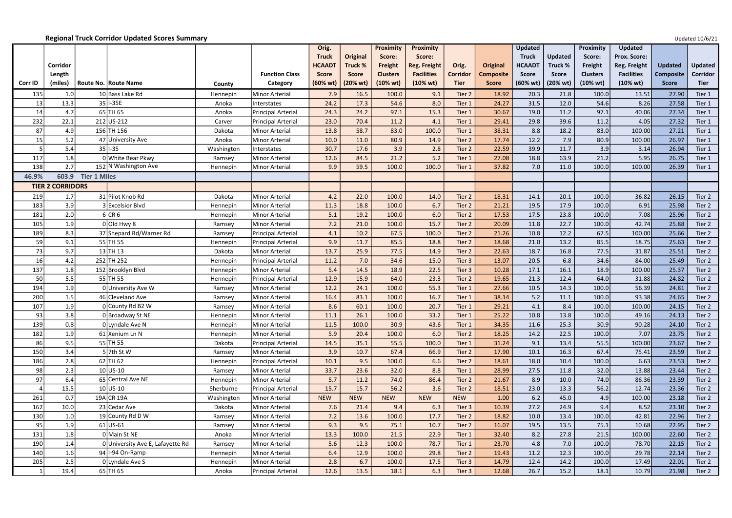**Regional Truck Corridor Updated Scores Summary**

Updated 10/6/21

| Corr ID | Corridor Length (miles) | Route No. | Route Name | County | Function Class Category | Orig. Truck HCAADT Score (60% wt) | Original Truck % Score (20% wt) | Proximity Score: Freight Clusters (10% wt) | Proximity Score: Reg. Freight Facilities (10% wt) | Orig. Corridor Tier | Original Composite Score | Updated Truck HCAADT Score (60% wt) | Updated Truck % Score (20% wt) | Proximity Score: Freight Clusters (10% wt) | Updated Prox. Score: Reg. Freight Facilities (10% wt) | Updated Composite Score | Updated Corridor Tier |
|---|---|---|---|---|---|---|---|---|---|---|---|---|---|---|---|---|---|
| 135 | 1.0 | 10 | Bass Lake Rd | Hennepin | Minor Arterial | 7.9 | 16.5 | 100.0 | 9.1 | Tier 2 | 18.92 | 20.3 | 21.8 | 100.0 | 13.51 | 27.90 | Tier 1 |
| 13 | 13.3 | 35 | I-35E | Anoka | Interstates | 24.2 | 17.3 | 54.6 | 8.0 | Tier 1 | 24.27 | 31.5 | 12.0 | 54.6 | 8.26 | 27.58 | Tier 1 |
| 14 | 4.7 | 65 | TH 65 | Anoka | Principal Arterial | 24.3 | 24.2 | 97.1 | 15.3 | Tier 1 | 30.67 | 19.0 | 11.2 | 97.1 | 40.06 | 27.34 | Tier 1 |
| 232 | 22.1 | 212 | US-212 | Carver | Principal Arterial | 23.0 | 70.4 | 11.2 | 4.1 | Tier 1 | 29.41 | 29.8 | 39.6 | 11.2 | 4.05 | 27.32 | Tier 1 |
| 87 | 4.9 | 156 | TH 156 | Dakota | Minor Arterial | 13.8 | 58.7 | 83.0 | 100.0 | Tier 1 | 38.31 | 8.8 | 18.2 | 83.0 | 100.00 | 27.21 | Tier 1 |
| 15 | 5.2 | 47 | University Ave | Anoka | Minor Arterial | 10.0 | 11.0 | 80.9 | 14.9 | Tier 2 | 17.74 | 12.2 | 7.9 | 80.9 | 100.00 | 26.97 | Tier 1 |
| 5 | 5.4 | 35 | I-35 | Washington | Interstates | 30.7 | 17.6 | 3.9 | 2.8 | Tier 2 | 22.59 | 39.9 | 11.7 | 3.9 | 3.14 | 26.94 | Tier 1 |
| 117 | 1.8 | 0 | White Bear Pkwy | Ramsey | Minor Arterial | 12.6 | 84.5 | 21.2 | 5.2 | Tier 1 | 27.08 | 18.8 | 63.9 | 21.2 | 5.95 | 26.75 | Tier 1 |
| 138 | 2.7 | 152 | N Washington Ave | Hennepin | Minor Arterial | 9.9 | 59.5 | 100.0 | 100.0 | Tier 1 | 37.82 | 7.0 | 11.0 | 100.0 | 100.00 | 26.39 | Tier 1 |
| 46.9% | 603.9 | Tier 1 Miles | | | | | | | | | | | | | | | |
| **TIER 2 CORRIDORS** | | | | | | | | | | | | | | | | | |
| 219 | 1.7 | 31 | Pilot Knob Rd | Dakota | Minor Arterial | 4.2 | 22.0 | 100.0 | 14.0 | Tier 2 | 18.31 | 14.1 | 20.1 | 100.0 | 36.82 | 26.15 | Tier 2 |
| 183 | 3.9 | 3 | Excelsior Blvd | Hennepin | Minor Arterial | 11.3 | 18.8 | 100.0 | 6.7 | Tier 2 | 21.21 | 19.5 | 17.9 | 100.0 | 6.91 | 25.98 | Tier 2 |
| 181 | 2.0 | 6 | CR 6 | Hennepin | Minor Arterial | 5.1 | 19.2 | 100.0 | 6.0 | Tier 2 | 17.53 | 17.5 | 23.8 | 100.0 | 7.08 | 25.96 | Tier 2 |
| 105 | 1.9 | 0 | Old Hwy 8 | Ramsey | Minor Arterial | 7.2 | 21.0 | 100.0 | 15.7 | Tier 2 | 20.09 | 11.8 | 22.7 | 100.0 | 42.74 | 25.88 | Tier 2 |
| 189 | 8.3 | 37 | Shepard Rd/Warner Rd | Ramsey | Principal Arterial | 4.1 | 10.2 | 67.5 | 100.0 | Tier 2 | 21.26 | 10.8 | 12.2 | 67.5 | 100.00 | 25.66 | Tier 2 |
| 59 | 9.1 | 55 | TH 55 | Hennepin | Principal Arterial | 9.9 | 11.7 | 85.5 | 18.8 | Tier 2 | 18.68 | 21.0 | 13.2 | 85.5 | 18.75 | 25.63 | Tier 2 |
| 73 | 9.7 | 13 | TH 13 | Dakota | Minor Arterial | 13.7 | 25.9 | 77.5 | 14.9 | Tier 2 | 22.63 | 18.7 | 16.8 | 77.5 | 31.87 | 25.51 | Tier 2 |
| 16 | 4.2 | 252 | TH 252 | Hennepin | Principal Arterial | 11.2 | 7.0 | 34.6 | 15.0 | Tier 3 | 13.07 | 20.5 | 6.8 | 34.6 | 84.00 | 25.49 | Tier 2 |
| 137 | 1.8 | 152 | Brooklyn Blvd | Hennepin | Minor Arterial | 5.4 | 14.5 | 18.9 | 22.5 | Tier 3 | 10.28 | 17.1 | 16.1 | 18.9 | 100.00 | 25.37 | Tier 2 |
| 50 | 5.5 | 55 | TH 55 | Hennepin | Principal Arterial | 12.9 | 15.9 | 64.0 | 23.3 | Tier 2 | 19.65 | 21.3 | 12.4 | 64.0 | 31.88 | 24.82 | Tier 2 |
| 194 | 1.9 | 0 | University Ave W | Ramsey | Minor Arterial | 12.2 | 24.1 | 100.0 | 55.3 | Tier 1 | 27.66 | 10.5 | 14.3 | 100.0 | 56.39 | 24.81 | Tier 2 |
| 200 | 1.5 | 46 | Cleveland Ave | Ramsey | Minor Arterial | 16.4 | 83.1 | 100.0 | 16.7 | Tier 1 | 38.14 | 5.2 | 11.1 | 100.0 | 93.38 | 24.65 | Tier 2 |
| 107 | 1.9 | 0 | County Rd B2 W | Ramsey | Minor Arterial | 8.6 | 60.1 | 100.0 | 20.7 | Tier 1 | 29.21 | 4.1 | 8.4 | 100.0 | 100.00 | 24.15 | Tier 2 |
| 93 | 3.8 | 0 | Broadway St NE | Hennepin | Minor Arterial | 11.1 | 26.1 | 100.0 | 33.2 | Tier 1 | 25.22 | 10.8 | 13.8 | 100.0 | 49.16 | 24.13 | Tier 2 |
| 139 | 0.8 | 0 | Lyndale Ave N | Hennepin | Minor Arterial | 11.5 | 100.0 | 30.9 | 43.6 | Tier 1 | 34.35 | 11.6 | 25.3 | 30.9 | 90.28 | 24.10 | Tier 2 |
| 182 | 1.9 | 61 | Xenium Ln N | Hennepin | Minor Arterial | 5.9 | 20.4 | 100.0 | 6.0 | Tier 2 | 18.25 | 14.2 | 22.5 | 100.0 | 7.07 | 23.75 | Tier 2 |
| 86 | 9.5 | 55 | TH 55 | Dakota | Principal Arterial | 14.5 | 35.1 | 55.5 | 100.0 | Tier 1 | 31.24 | 9.1 | 13.4 | 55.5 | 100.00 | 23.67 | Tier 2 |
| 150 | 3.4 | 5 | 7th St W | Ramsey | Minor Arterial | 3.9 | 10.7 | 67.4 | 66.9 | Tier 2 | 17.90 | 10.1 | 16.3 | 67.4 | 75.41 | 23.59 | Tier 2 |
| 186 | 2.8 | 62 | TH 62 | Hennepin | Principal Arterial | 10.1 | 9.5 | 100.0 | 6.6 | Tier 2 | 18.61 | 18.0 | 10.4 | 100.0 | 6.63 | 23.53 | Tier 2 |
| 98 | 2.3 | 10 | US-10 | Ramsey | Minor Arterial | 33.7 | 23.6 | 32.0 | 8.8 | Tier 1 | 28.99 | 27.5 | 11.8 | 32.0 | 13.88 | 23.44 | Tier 2 |
| 97 | 6.4 | 65 | Central Ave NE | Hennepin | Minor Arterial | 5.7 | 11.2 | 74.0 | 86.4 | Tier 2 | 21.67 | 8.9 | 10.0 | 74.0 | 86.36 | 23.39 | Tier 2 |
| 4 | 15.5 | 10 | US-10 | Sherburne | Principal Arterial | 15.7 | 15.7 | 56.2 | 3.6 | Tier 2 | 18.51 | 23.0 | 13.3 | 56.2 | 12.74 | 23.36 | Tier 2 |
| 261 | 0.7 | 19A | CR 19A | Washington | Minor Arterial | NEW | NEW | NEW | NEW | NEW | 1.00 | 6.2 | 45.0 | 4.9 | 100.00 | 23.18 | Tier 2 |
| 162 | 10.0 | 23 | Cedar Ave | Dakota | Minor Arterial | 7.6 | 21.4 | 9.4 | 6.3 | Tier 3 | 10.39 | 27.2 | 24.9 | 9.4 | 8.52 | 23.10 | Tier 2 |
| 130 | 1.0 | 19 | County Rd D W | Ramsey | Minor Arterial | 7.2 | 13.6 | 100.0 | 17.7 | Tier 2 | 18.82 | 10.0 | 13.4 | 100.0 | 42.81 | 22.96 | Tier 2 |
| 95 | 1.9 | 61 | US-61 | Ramsey | Minor Arterial | 9.3 | 9.5 | 75.1 | 10.7 | Tier 2 | 16.07 | 19.5 | 13.5 | 75.1 | 10.68 | 22.95 | Tier 2 |
| 131 | 1.8 | 0 | Main St NE | Anoka | Minor Arterial | 13.3 | 100.0 | 21.5 | 22.9 | Tier 1 | 32.40 | 8.2 | 27.8 | 21.5 | 100.00 | 22.60 | Tier 2 |
| 190 | 1.4 | 0 | University Ave E, Lafayette Rd | Ramsey | Minor Arterial | 5.6 | 12.3 | 100.0 | 78.7 | Tier 1 | 23.70 | 4.8 | 7.0 | 100.0 | 78.70 | 22.15 | Tier 2 |
| 140 | 1.6 | 94 | I-94 On-Ramp | Hennepin | Minor Arterial | 6.4 | 12.9 | 100.0 | 29.8 | Tier 2 | 19.43 | 11.2 | 12.3 | 100.0 | 29.78 | 22.14 | Tier 2 |
| 205 | 2.5 | 0 | Lyndale Ave S | Hennepin | Minor Arterial | 2.8 | 6.7 | 100.0 | 17.5 | Tier 3 | 14.79 | 12.4 | 14.2 | 100.0 | 17.49 | 22.01 | Tier 2 |
| 1 | 19.4 | 65 | TH 65 | Anoka | Principal Arterial | 12.6 | 13.5 | 18.1 | 6.3 | Tier 3 | 12.68 | 26.7 | 15.2 | 18.1 | 10.79 | 21.98 | Tier 2 |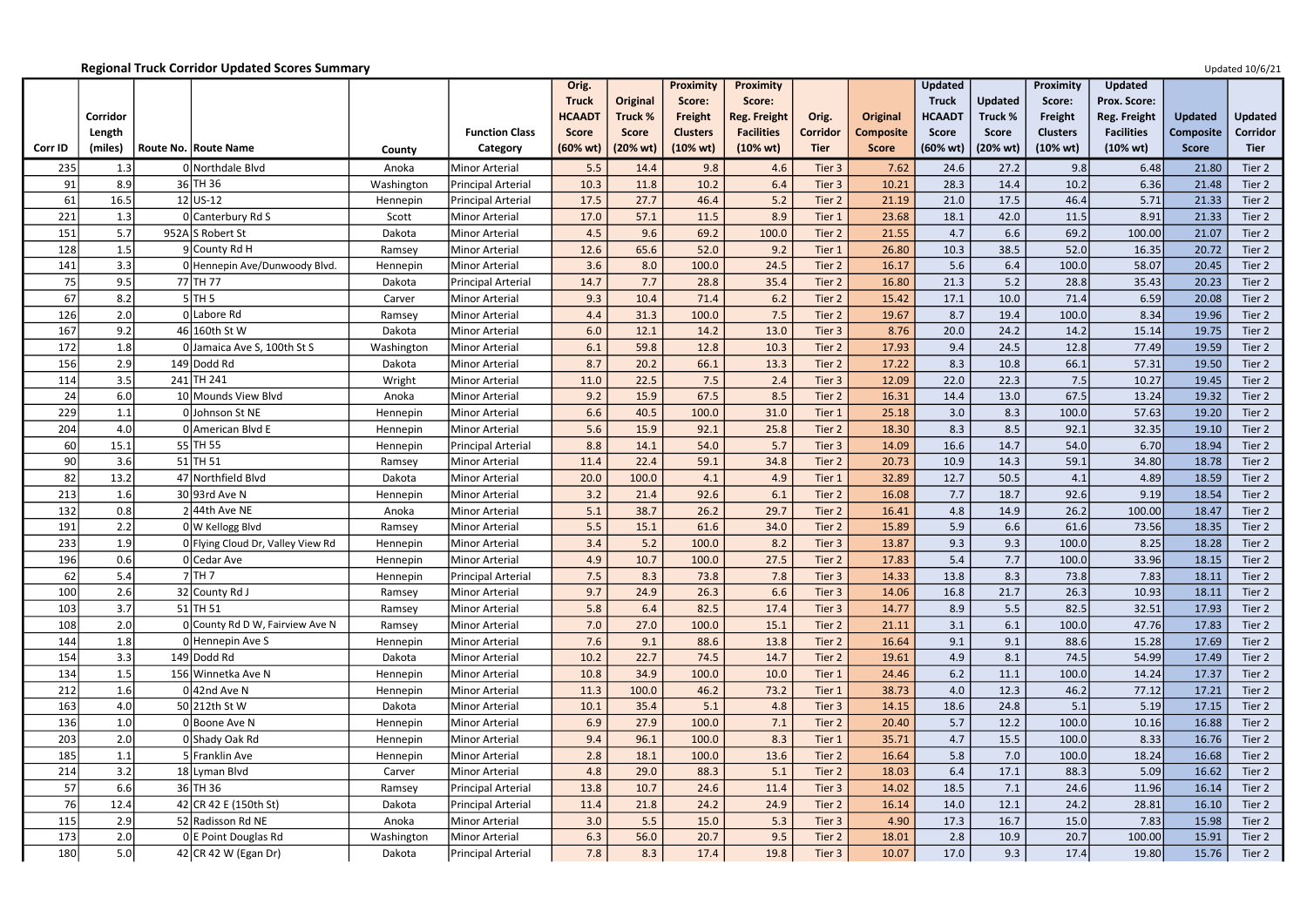**Regional Truck Corridor Updated Scores Summary**

Updated 10/6/21

| Corr ID | Corridor Length (miles) | Route No. | Route Name | County | Function Class Category | Orig. Truck HCAADT Score (60% wt) | Original Truck % Score (20% wt) | Proximity Score: Freight Clusters (10% wt) | Proximity Score: Reg. Freight Facilities (10% wt) | Orig. Corridor Tier | Original Composite Score | Updated Truck HCAADT Score (60% wt) | Updated Truck % Score (20% wt) | Proximity Score: Freight Clusters (10% wt) | Updated Prox. Score: Reg. Freight Facilities (10% wt) | Updated Composite Score | Updated Corridor Tier |
|---|---|---|---|---|---|---|---|---|---|---|---|---|---|---|---|---|---|
| 235 | 1.3 | 0 | Northdale Blvd | Anoka | Minor Arterial | 5.5 | 14.4 | 9.8 | 4.6 | Tier 3 | 7.62 | 24.6 | 27.2 | 9.8 | 6.48 | 21.80 | Tier 2 |
| 91 | 8.9 | 36 | TH 36 | Washington | Principal Arterial | 10.3 | 11.8 | 10.2 | 6.4 | Tier 3 | 10.21 | 28.3 | 14.4 | 10.2 | 6.36 | 21.48 | Tier 2 |
| 61 | 16.5 | 12 | US-12 | Hennepin | Principal Arterial | 17.5 | 27.7 | 46.4 | 5.2 | Tier 2 | 21.19 | 21.0 | 17.5 | 46.4 | 5.71 | 21.33 | Tier 2 |
| 221 | 1.3 | 0 | Canterbury Rd S | Scott | Minor Arterial | 17.0 | 57.1 | 11.5 | 8.9 | Tier 1 | 23.68 | 18.1 | 42.0 | 11.5 | 8.91 | 21.33 | Tier 2 |
| 151 | 5.7 | 952A | S Robert St | Dakota | Minor Arterial | 4.5 | 9.6 | 69.2 | 100.0 | Tier 2 | 21.55 | 4.7 | 6.6 | 69.2 | 100.00 | 21.07 | Tier 2 |
| 128 | 1.5 | 9 | County Rd H | Ramsey | Minor Arterial | 12.6 | 65.6 | 52.0 | 9.2 | Tier 1 | 26.80 | 10.3 | 38.5 | 52.0 | 16.35 | 20.72 | Tier 2 |
| 141 | 3.3 | 0 | Hennepin Ave/Dunwoody Blvd. | Hennepin | Minor Arterial | 3.6 | 8.0 | 100.0 | 24.5 | Tier 2 | 16.17 | 5.6 | 6.4 | 100.0 | 58.07 | 20.45 | Tier 2 |
| 75 | 9.5 | 77 | TH 77 | Dakota | Principal Arterial | 14.7 | 7.7 | 28.8 | 35.4 | Tier 2 | 16.80 | 21.3 | 5.2 | 28.8 | 35.43 | 20.23 | Tier 2 |
| 67 | 8.2 | 5 | TH 5 | Carver | Minor Arterial | 9.3 | 10.4 | 71.4 | 6.2 | Tier 2 | 15.42 | 17.1 | 10.0 | 71.4 | 6.59 | 20.08 | Tier 2 |
| 126 | 2.0 | 0 | Labore Rd | Ramsey | Minor Arterial | 4.4 | 31.3 | 100.0 | 7.5 | Tier 2 | 19.67 | 8.7 | 19.4 | 100.0 | 8.34 | 19.96 | Tier 2 |
| 167 | 9.2 | 46 | 160th St W | Dakota | Minor Arterial | 6.0 | 12.1 | 14.2 | 13.0 | Tier 3 | 8.76 | 20.0 | 24.2 | 14.2 | 15.14 | 19.75 | Tier 2 |
| 172 | 1.8 | 0 | Jamaica Ave S, 100th St S | Washington | Minor Arterial | 6.1 | 59.8 | 12.8 | 10.3 | Tier 2 | 17.93 | 9.4 | 24.5 | 12.8 | 77.49 | 19.59 | Tier 2 |
| 156 | 2.9 | 149 | Dodd Rd | Dakota | Minor Arterial | 8.7 | 20.2 | 66.1 | 13.3 | Tier 2 | 17.22 | 8.3 | 10.8 | 66.1 | 57.31 | 19.50 | Tier 2 |
| 114 | 3.5 | 241 | TH 241 | Wright | Minor Arterial | 11.0 | 22.5 | 7.5 | 2.4 | Tier 3 | 12.09 | 22.0 | 22.3 | 7.5 | 10.27 | 19.45 | Tier 2 |
| 24 | 6.0 | 10 | Mounds View Blvd | Anoka | Minor Arterial | 9.2 | 15.9 | 67.5 | 8.5 | Tier 2 | 16.31 | 14.4 | 13.0 | 67.5 | 13.24 | 19.32 | Tier 2 |
| 229 | 1.1 | 0 | Johnson St NE | Hennepin | Minor Arterial | 6.6 | 40.5 | 100.0 | 31.0 | Tier 1 | 25.18 | 3.0 | 8.3 | 100.0 | 57.63 | 19.20 | Tier 2 |
| 204 | 4.0 | 0 | American Blvd E | Hennepin | Minor Arterial | 5.6 | 15.9 | 92.1 | 25.8 | Tier 2 | 18.30 | 8.3 | 8.5 | 92.1 | 32.35 | 19.10 | Tier 2 |
| 60 | 15.1 | 55 | TH 55 | Hennepin | Principal Arterial | 8.8 | 14.1 | 54.0 | 5.7 | Tier 3 | 14.09 | 16.6 | 14.7 | 54.0 | 6.70 | 18.94 | Tier 2 |
| 90 | 3.6 | 51 | TH 51 | Ramsey | Minor Arterial | 11.4 | 22.4 | 59.1 | 34.8 | Tier 2 | 20.73 | 10.9 | 14.3 | 59.1 | 34.80 | 18.78 | Tier 2 |
| 82 | 13.2 | 47 | Northfield Blvd | Dakota | Minor Arterial | 20.0 | 100.0 | 4.1 | 4.9 | Tier 1 | 32.89 | 12.7 | 50.5 | 4.1 | 4.89 | 18.59 | Tier 2 |
| 213 | 1.6 | 30 | 93rd Ave N | Hennepin | Minor Arterial | 3.2 | 21.4 | 92.6 | 6.1 | Tier 2 | 16.08 | 7.7 | 18.7 | 92.6 | 9.19 | 18.54 | Tier 2 |
| 132 | 0.8 | 2 | 44th Ave NE | Anoka | Minor Arterial | 5.1 | 38.7 | 26.2 | 29.7 | Tier 2 | 16.41 | 4.8 | 14.9 | 26.2 | 100.00 | 18.47 | Tier 2 |
| 191 | 2.2 | 0 | W Kellogg Blvd | Ramsey | Minor Arterial | 5.5 | 15.1 | 61.6 | 34.0 | Tier 2 | 15.89 | 5.9 | 6.6 | 61.6 | 73.56 | 18.35 | Tier 2 |
| 233 | 1.9 | 0 | Flying Cloud Dr, Valley View Rd | Hennepin | Minor Arterial | 3.4 | 5.2 | 100.0 | 8.2 | Tier 3 | 13.87 | 9.3 | 9.3 | 100.0 | 8.25 | 18.28 | Tier 2 |
| 196 | 0.6 | 0 | Cedar Ave | Hennepin | Minor Arterial | 4.9 | 10.7 | 100.0 | 27.5 | Tier 2 | 17.83 | 5.4 | 7.7 | 100.0 | 33.96 | 18.15 | Tier 2 |
| 62 | 5.4 | 7 | TH 7 | Hennepin | Principal Arterial | 7.5 | 8.3 | 73.8 | 7.8 | Tier 3 | 14.33 | 13.8 | 8.3 | 73.8 | 7.83 | 18.11 | Tier 2 |
| 100 | 2.6 | 32 | County Rd J | Ramsey | Minor Arterial | 9.7 | 24.9 | 26.3 | 6.6 | Tier 3 | 14.06 | 16.8 | 21.7 | 26.3 | 10.93 | 18.11 | Tier 2 |
| 103 | 3.7 | 51 | TH 51 | Ramsey | Minor Arterial | 5.8 | 6.4 | 82.5 | 17.4 | Tier 3 | 14.77 | 8.9 | 5.5 | 82.5 | 32.51 | 17.93 | Tier 2 |
| 108 | 2.0 | 0 | County Rd D W, Fairview Ave N | Ramsey | Minor Arterial | 7.0 | 27.0 | 100.0 | 15.1 | Tier 2 | 21.11 | 3.1 | 6.1 | 100.0 | 47.76 | 17.83 | Tier 2 |
| 144 | 1.8 | 0 | Hennepin Ave S | Hennepin | Minor Arterial | 7.6 | 9.1 | 88.6 | 13.8 | Tier 2 | 16.64 | 9.1 | 9.1 | 88.6 | 15.28 | 17.69 | Tier 2 |
| 154 | 3.3 | 149 | Dodd Rd | Dakota | Minor Arterial | 10.2 | 22.7 | 74.5 | 14.7 | Tier 2 | 19.61 | 4.9 | 8.1 | 74.5 | 54.99 | 17.49 | Tier 2 |
| 134 | 1.5 | 156 | Winnetka Ave N | Hennepin | Minor Arterial | 10.8 | 34.9 | 100.0 | 10.0 | Tier 1 | 24.46 | 6.2 | 11.1 | 100.0 | 14.24 | 17.37 | Tier 2 |
| 212 | 1.6 | 0 | 42nd Ave N | Hennepin | Minor Arterial | 11.3 | 100.0 | 46.2 | 73.2 | Tier 1 | 38.73 | 4.0 | 12.3 | 46.2 | 77.12 | 17.21 | Tier 2 |
| 163 | 4.0 | 50 | 212th St W | Dakota | Minor Arterial | 10.1 | 35.4 | 5.1 | 4.8 | Tier 3 | 14.15 | 18.6 | 24.8 | 5.1 | 5.19 | 17.15 | Tier 2 |
| 136 | 1.0 | 0 | Boone Ave N | Hennepin | Minor Arterial | 6.9 | 27.9 | 100.0 | 7.1 | Tier 2 | 20.40 | 5.7 | 12.2 | 100.0 | 10.16 | 16.88 | Tier 2 |
| 203 | 2.0 | 0 | Shady Oak Rd | Hennepin | Minor Arterial | 9.4 | 96.1 | 100.0 | 8.3 | Tier 1 | 35.71 | 4.7 | 15.5 | 100.0 | 8.33 | 16.76 | Tier 2 |
| 185 | 1.1 | 5 | Franklin Ave | Hennepin | Minor Arterial | 2.8 | 18.1 | 100.0 | 13.6 | Tier 2 | 16.64 | 5.8 | 7.0 | 100.0 | 18.24 | 16.68 | Tier 2 |
| 214 | 3.2 | 18 | Lyman Blvd | Carver | Minor Arterial | 4.8 | 29.0 | 88.3 | 5.1 | Tier 2 | 18.03 | 6.4 | 17.1 | 88.3 | 5.09 | 16.62 | Tier 2 |
| 57 | 6.6 | 36 | TH 36 | Ramsey | Principal Arterial | 13.8 | 10.7 | 24.6 | 11.4 | Tier 3 | 14.02 | 18.5 | 7.1 | 24.6 | 11.96 | 16.14 | Tier 2 |
| 76 | 12.4 | 42 | CR 42 E (150th St) | Dakota | Principal Arterial | 11.4 | 21.8 | 24.2 | 24.9 | Tier 2 | 16.14 | 14.0 | 12.1 | 24.2 | 28.81 | 16.10 | Tier 2 |
| 115 | 2.9 | 52 | Radisson Rd NE | Anoka | Minor Arterial | 3.0 | 5.5 | 15.0 | 5.3 | Tier 3 | 4.90 | 17.3 | 16.7 | 15.0 | 7.83 | 15.98 | Tier 2 |
| 173 | 2.0 | 0 | E Point Douglas Rd | Washington | Minor Arterial | 6.3 | 56.0 | 20.7 | 9.5 | Tier 2 | 18.01 | 2.8 | 10.9 | 20.7 | 100.00 | 15.91 | Tier 2 |
| 180 | 5.0 | 42 | CR 42 W (Egan Dr) | Dakota | Principal Arterial | 7.8 | 8.3 | 17.4 | 19.8 | Tier 3 | 10.07 | 17.0 | 9.3 | 17.4 | 19.80 | 15.76 | Tier 2 |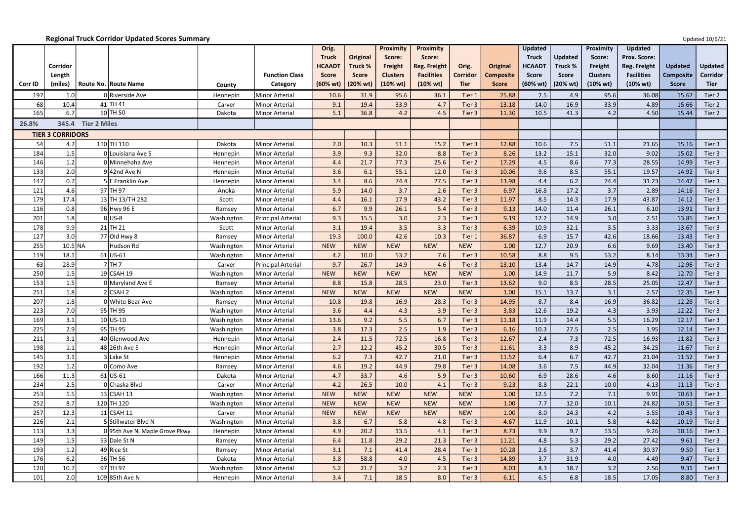**Regional Truck Corridor Updated Scores Summary**

Updated 10/6/21

| Corr ID | Corridor Length (miles) | Route No. | Route Name | County | Function Class Category | Orig. Truck HCAADT Score (60% wt) | Original Truck % Score (20% wt) | Proximity Score: Freight Clusters (10% wt) | Proximity Score: Reg. Freight Facilities (10% wt) | Orig. Corridor Tier | Original Composite Score | Updated Truck HCAADT Score (60% wt) | Updated Truck % Score (20% wt) | Proximity Score: Freight Clusters (10% wt) | Updated Prox. Score: Reg. Freight Facilities (10% wt) | Updated Composite Score | Updated Corridor Tier |
|---|---|---|---|---|---|---|---|---|---|---|---|---|---|---|---|---|---|
| 197 | 1.0 | 0 | Riverside Ave | Hennepin | Minor Arterial | 10.6 | 31.9 | 95.6 | 36.1 | Tier 1 | 25.88 | 2.5 | 4.9 | 95.6 | 36.08 | 15.67 | Tier 2 |
| 68 | 10.4 | 41 | TH 41 | Carver | Minor Arterial | 9.1 | 19.4 | 33.9 | 4.7 | Tier 3 | 13.18 | 14.0 | 16.9 | 33.9 | 4.89 | 15.66 | Tier 2 |
| 165 | 6.7 | 50 | TH 50 | Dakota | Minor Arterial | 5.1 | 36.8 | 4.2 | 4.5 | Tier 3 | 11.30 | 10.5 | 41.3 | 4.2 | 4.50 | 15.44 | Tier 2 |
| 26.8% | 345.4 | Tier 2 Miles | | | | | | | | | | | | | | | |
| TIER 3 CORRIDORS | | | | | | | | | | | | | | | | | |
| 54 | 4.7 | 110 | TH 110 | Dakota | Minor Arterial | 7.0 | 10.3 | 51.1 | 15.2 | Tier 3 | 12.88 | 10.6 | 7.5 | 51.1 | 21.65 | 15.16 | Tier 3 |
| 184 | 1.5 | 0 | Louisiana Ave S | Hennepin | Minor Arterial | 3.9 | 9.3 | 32.0 | 8.8 | Tier 3 | 8.26 | 13.2 | 15.1 | 32.0 | 9.02 | 15.02 | Tier 3 |
| 146 | 1.2 | 0 | Minnehaha Ave | Hennepin | Minor Arterial | 4.4 | 21.7 | 77.3 | 25.6 | Tier 2 | 17.29 | 4.5 | 8.6 | 77.3 | 28.55 | 14.99 | Tier 3 |
| 133 | 2.0 | 9 | 42nd Ave N | Hennepin | Minor Arterial | 3.6 | 6.1 | 55.1 | 12.0 | Tier 3 | 10.06 | 9.6 | 8.5 | 55.1 | 19.57 | 14.92 | Tier 3 |
| 147 | 0.7 | 5 | E Franklin Ave | Hennepin | Minor Arterial | 3.4 | 8.6 | 74.4 | 27.5 | Tier 3 | 13.98 | 4.4 | 6.2 | 74.4 | 31.23 | 14.42 | Tier 3 |
| 121 | 4.6 | 97 | TH 97 | Anoka | Minor Arterial | 5.9 | 14.0 | 3.7 | 2.6 | Tier 3 | 6.97 | 16.8 | 17.2 | 3.7 | 2.89 | 14.16 | Tier 3 |
| 179 | 17.4 | 13 | TH 13/TH 282 | Scott | Minor Arterial | 4.4 | 16.1 | 17.9 | 43.2 | Tier 3 | 11.97 | 8.5 | 14.3 | 17.9 | 43.87 | 14.12 | Tier 3 |
| 116 | 0.8 | 96 | Hwy 96 E | Ramsey | Minor Arterial | 6.7 | 9.9 | 26.1 | 5.4 | Tier 3 | 9.13 | 14.0 | 11.4 | 26.1 | 6.10 | 13.91 | Tier 3 |
| 201 | 1.8 | 8 | US-8 | Washington | Principal Arterial | 9.3 | 15.5 | 3.0 | 2.3 | Tier 3 | 9.19 | 17.2 | 14.9 | 3.0 | 2.51 | 13.85 | Tier 3 |
| 178 | 9.9 | 21 | TH 21 | Scott | Minor Arterial | 3.1 | 19.4 | 3.5 | 3.3 | Tier 3 | 6.39 | 10.9 | 32.1 | 3.5 | 3.33 | 13.67 | Tier 3 |
| 127 | 3.0 | 77 | Old Hwy 8 | Ramsey | Minor Arterial | 19.3 | 100.0 | 42.6 | 10.3 | Tier 1 | 36.87 | 6.9 | 15.7 | 42.6 | 18.66 | 13.43 | Tier 3 |
| 255 | 10.5 | NA | Hudson Rd | Washington | Minor Arterial | NEW | NEW | NEW | NEW | NEW | 1.00 | 12.7 | 20.9 | 6.6 | 9.69 | 13.40 | Tier 3 |
| 119 | 18.1 | 61 | US-61 | Washington | Minor Arterial | 4.2 | 10.0 | 53.2 | 7.6 | Tier 3 | 10.58 | 8.8 | 9.5 | 53.2 | 8.14 | 13.34 | Tier 3 |
| 63 | 28.9 | 7 | TH 7 | Carver | Principal Arterial | 9.7 | 26.7 | 14.9 | 4.6 | Tier 3 | 13.10 | 13.4 | 14.7 | 14.9 | 4.78 | 12.96 | Tier 3 |
| 250 | 1.5 | 19 | CSAH 19 | Washington | Minor Arterial | NEW | NEW | NEW | NEW | NEW | 1.00 | 14.9 | 11.7 | 5.9 | 8.42 | 12.70 | Tier 3 |
| 153 | 1.5 | 0 | Maryland Ave E | Ramsey | Minor Arterial | 8.8 | 15.8 | 28.5 | 23.0 | Tier 3 | 13.62 | 9.0 | 8.5 | 28.5 | 25.05 | 12.47 | Tier 3 |
| 251 | 1.8 | 2 | CSAH 2 | Washington | Minor Arterial | NEW | NEW | NEW | NEW | NEW | 1.00 | 15.1 | 13.7 | 3.1 | 2.57 | 12.35 | Tier 3 |
| 207 | 1.8 | 0 | White Bear Ave | Ramsey | Minor Arterial | 10.8 | 19.8 | 16.9 | 28.3 | Tier 3 | 14.95 | 8.7 | 8.4 | 16.9 | 36.82 | 12.28 | Tier 3 |
| 223 | 7.0 | 95 | TH 95 | Washington | Minor Arterial | 3.6 | 4.4 | 4.3 | 3.9 | Tier 3 | 3.83 | 12.6 | 19.2 | 4.3 | 3.93 | 12.22 | Tier 3 |
| 169 | 3.1 | 10 | US-10 | Washington | Minor Arterial | 13.6 | 9.2 | 5.5 | 6.7 | Tier 3 | 11.18 | 11.9 | 14.4 | 5.5 | 16.29 | 12.17 | Tier 3 |
| 225 | 2.9 | 95 | TH 95 | Washington | Minor Arterial | 3.8 | 17.3 | 2.5 | 1.9 | Tier 3 | 6.16 | 10.3 | 27.5 | 2.5 | 1.95 | 12.14 | Tier 3 |
| 211 | 3.1 | 40 | Glenwood Ave | Hennepin | Minor Arterial | 2.4 | 11.5 | 72.5 | 16.8 | Tier 3 | 12.67 | 2.4 | 7.3 | 72.5 | 16.93 | 11.82 | Tier 3 |
| 198 | 1.1 | 48 | 26th Ave S | Hennepin | Minor Arterial | 2.7 | 12.2 | 45.2 | 30.5 | Tier 3 | 11.61 | 3.3 | 8.9 | 45.2 | 34.25 | 11.67 | Tier 3 |
| 145 | 3.1 | 3 | Lake St | Hennepin | Minor Arterial | 6.2 | 7.3 | 42.7 | 21.0 | Tier 3 | 11.52 | 6.4 | 6.7 | 42.7 | 21.04 | 11.52 | Tier 3 |
| 192 | 1.2 | 0 | Como Ave | Ramsey | Minor Arterial | 4.6 | 19.2 | 44.9 | 29.8 | Tier 3 | 14.08 | 3.6 | 7.5 | 44.9 | 32.04 | 11.36 | Tier 3 |
| 166 | 11.3 | 61 | US-61 | Dakota | Minor Arterial | 4.7 | 33.7 | 4.6 | 5.9 | Tier 3 | 10.60 | 6.9 | 28.6 | 4.6 | 8.60 | 11.16 | Tier 3 |
| 234 | 2.5 | 0 | Chaska Blvd | Carver | Minor Arterial | 4.2 | 26.5 | 10.0 | 4.1 | Tier 3 | 9.23 | 8.8 | 22.1 | 10.0 | 4.13 | 11.13 | Tier 3 |
| 253 | 1.5 | 13 | CSAH 13 | Washington | Minor Arterial | NEW | NEW | NEW | NEW | NEW | 1.00 | 12.5 | 7.2 | 7.1 | 9.91 | 10.63 | Tier 3 |
| 252 | 8.7 | 120 | TH 120 | Washington | Minor Arterial | NEW | NEW | NEW | NEW | NEW | 1.00 | 7.7 | 12.0 | 10.1 | 24.82 | 10.51 | Tier 3 |
| 257 | 12.3 | 11 | CSAH 11 | Carver | Minor Arterial | NEW | NEW | NEW | NEW | NEW | 1.00 | 8.0 | 24.3 | 4.2 | 3.55 | 10.43 | Tier 3 |
| 226 | 2.1 | 5 | Stillwater Blvd N | Washington | Minor Arterial | 3.8 | 6.7 | 5.8 | 4.8 | Tier 3 | 4.67 | 11.9 | 10.1 | 5.8 | 4.82 | 10.19 | Tier 3 |
| 113 | 3.3 | 0 | 95th Ave N, Maple Grove Pkwy | Hennepin | Minor Arterial | 4.9 | 20.2 | 13.5 | 4.1 | Tier 3 | 8.73 | 9.9 | 9.7 | 13.5 | 9.26 | 10.16 | Tier 3 |
| 149 | 1.5 | 53 | Dale St N | Ramsey | Minor Arterial | 6.4 | 11.8 | 29.2 | 21.3 | Tier 3 | 11.21 | 4.8 | 5.3 | 29.2 | 27.42 | 9.61 | Tier 3 |
| 193 | 1.2 | 49 | Rice St | Ramsey | Minor Arterial | 3.1 | 7.1 | 41.4 | 28.4 | Tier 3 | 10.28 | 2.6 | 3.7 | 41.4 | 30.37 | 9.50 | Tier 3 |
| 176 | 6.2 | 56 | TH 56 | Dakota | Minor Arterial | 3.8 | 58.8 | 4.0 | 4.5 | Tier 3 | 14.89 | 3.7 | 31.9 | 4.0 | 4.49 | 9.47 | Tier 3 |
| 120 | 10.7 | 97 | TH 97 | Washington | Minor Arterial | 5.2 | 21.7 | 3.2 | 2.3 | Tier 3 | 8.03 | 8.3 | 18.7 | 3.2 | 2.56 | 9.31 | Tier 3 |
| 101 | 2.0 | 109 | 85th Ave N | Hennepin | Minor Arterial | 3.4 | 7.1 | 18.5 | 8.0 | Tier 3 | 6.11 | 6.5 | 6.8 | 18.5 | 17.05 | 8.80 | Tier 3 |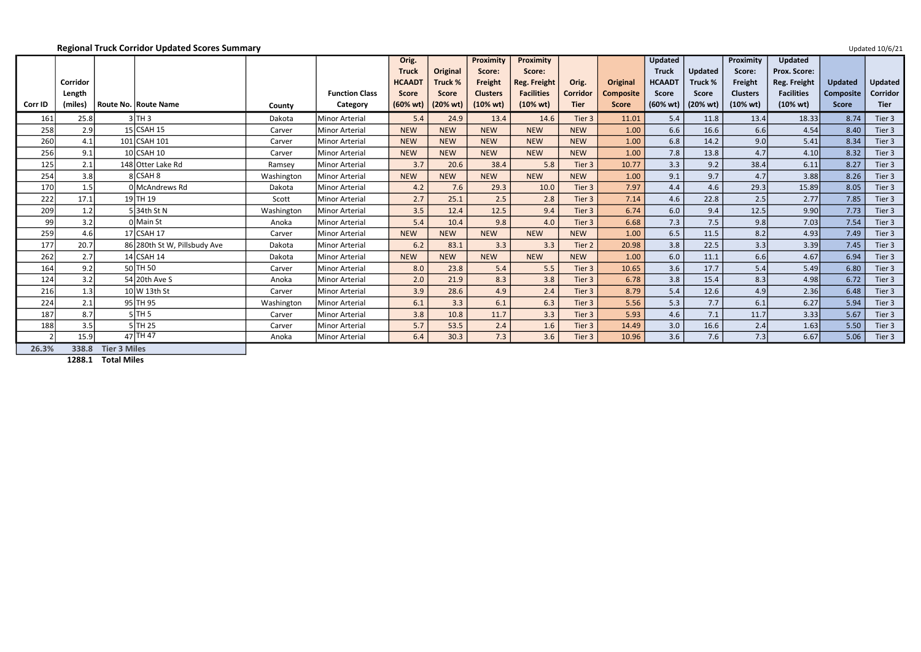**Regional Truck Corridor Updated Scores Summary**

Updated 10/6/21

| Corr ID | Corridor Length (miles) | Route No. | Route Name | County | Function Class Category | Orig. Truck HCAADT Score (60% wt) | Original Truck % Score (20% wt) | Proximity Score: Freight Clusters (10% wt) | Proximity Score: Reg. Freight Facilities (10% wt) | Orig. Corridor Tier | Original Composite Score | Updated Truck HCAADT Score (60% wt) | Updated Truck % Score (20% wt) | Proximity Score: Freight Clusters (10% wt) | Updated Prox. Score: Reg. Freight Facilities (10% wt) | Updated Composite Score | Updated Corridor Tier |
|---|---|---|---|---|---|---|---|---|---|---|---|---|---|---|---|---|---|
| 161 | 25.8 | 3 | TH 3 | Dakota | Minor Arterial | 5.4 | 24.9 | 13.4 | 14.6 | Tier 3 | 11.01 | 5.4 | 11.8 | 13.4 | 18.33 | 8.74 | Tier 3 |
| 258 | 2.9 | 15 | CSAH 15 | Carver | Minor Arterial | NEW | NEW | NEW | NEW | NEW | 1.00 | 6.6 | 16.6 | 6.6 | 4.54 | 8.40 | Tier 3 |
| 260 | 4.1 | 101 | CSAH 101 | Carver | Minor Arterial | NEW | NEW | NEW | NEW | NEW | 1.00 | 6.8 | 14.2 | 9.0 | 5.41 | 8.34 | Tier 3 |
| 256 | 9.1 | 10 | CSAH 10 | Carver | Minor Arterial | NEW | NEW | NEW | NEW | NEW | 1.00 | 7.8 | 13.8 | 4.7 | 4.10 | 8.32 | Tier 3 |
| 125 | 2.1 | 148 | Otter Lake Rd | Ramsey | Minor Arterial | 3.7 | 20.6 | 38.4 | 5.8 | Tier 3 | 10.77 | 3.3 | 9.2 | 38.4 | 6.11 | 8.27 | Tier 3 |
| 254 | 3.8 | 8 | CSAH 8 | Washington | Minor Arterial | NEW | NEW | NEW | NEW | NEW | 1.00 | 9.1 | 9.7 | 4.7 | 3.88 | 8.26 | Tier 3 |
| 170 | 1.5 | 0 | McAndrews Rd | Dakota | Minor Arterial | 4.2 | 7.6 | 29.3 | 10.0 | Tier 3 | 7.97 | 4.4 | 4.6 | 29.3 | 15.89 | 8.05 | Tier 3 |
| 222 | 17.1 | 19 | TH 19 | Scott | Minor Arterial | 2.7 | 25.1 | 2.5 | 2.8 | Tier 3 | 7.14 | 4.6 | 22.8 | 2.5 | 2.77 | 7.85 | Tier 3 |
| 209 | 1.2 | 5 | 34th St N | Washington | Minor Arterial | 3.5 | 12.4 | 12.5 | 9.4 | Tier 3 | 6.74 | 6.0 | 9.4 | 12.5 | 9.90 | 7.73 | Tier 3 |
| 99 | 3.2 | 0 | Main St | Anoka | Minor Arterial | 5.4 | 10.4 | 9.8 | 4.0 | Tier 3 | 6.68 | 7.3 | 7.5 | 9.8 | 7.03 | 7.54 | Tier 3 |
| 259 | 4.6 | 17 | CSAH 17 | Carver | Minor Arterial | NEW | NEW | NEW | NEW | NEW | 1.00 | 6.5 | 11.5 | 8.2 | 4.93 | 7.49 | Tier 3 |
| 177 | 20.7 | 86 | 280th St W, Pillsbudy Ave | Dakota | Minor Arterial | 6.2 | 83.1 | 3.3 | 3.3 | Tier 2 | 20.98 | 3.8 | 22.5 | 3.3 | 3.39 | 7.45 | Tier 3 |
| 262 | 2.7 | 14 | CSAH 14 | Dakota | Minor Arterial | NEW | NEW | NEW | NEW | NEW | 1.00 | 6.0 | 11.1 | 6.6 | 4.67 | 6.94 | Tier 3 |
| 164 | 9.2 | 50 | TH 50 | Carver | Minor Arterial | 8.0 | 23.8 | 5.4 | 5.5 | Tier 3 | 10.65 | 3.6 | 17.7 | 5.4 | 5.49 | 6.80 | Tier 3 |
| 124 | 3.2 | 54 | 20th Ave S | Anoka | Minor Arterial | 2.0 | 21.9 | 8.3 | 3.8 | Tier 3 | 6.78 | 3.8 | 15.4 | 8.3 | 4.98 | 6.72 | Tier 3 |
| 216 | 1.3 | 10 | W 13th St | Carver | Minor Arterial | 3.9 | 28.6 | 4.9 | 2.4 | Tier 3 | 8.79 | 5.4 | 12.6 | 4.9 | 2.36 | 6.48 | Tier 3 |
| 224 | 2.1 | 95 | TH 95 | Washington | Minor Arterial | 6.1 | 3.3 | 6.1 | 6.3 | Tier 3 | 5.56 | 5.3 | 7.7 | 6.1 | 6.27 | 5.94 | Tier 3 |
| 187 | 8.7 | 5 | TH 5 | Carver | Minor Arterial | 3.8 | 10.8 | 11.7 | 3.3 | Tier 3 | 5.93 | 4.6 | 7.1 | 11.7 | 3.33 | 5.67 | Tier 3 |
| 188 | 3.5 | 5 | TH 25 | Carver | Minor Arterial | 5.7 | 53.5 | 2.4 | 1.6 | Tier 3 | 14.49 | 3.0 | 16.6 | 2.4 | 1.63 | 5.50 | Tier 3 |
| 2 | 15.9 | 47 | TH 47 | Anoka | Minor Arterial | 6.4 | 30.3 | 7.3 | 3.6 | Tier 3 | 10.96 | 3.6 | 7.6 | 7.3 | 6.67 | 5.06 | Tier 3 |
| **26.3%** | **338.8** | **Tier 3 Miles** | | | | | | | | | | | | | | | |
| | **1288.1** | **Total Miles** | | | | | | | | | | | | | | | |